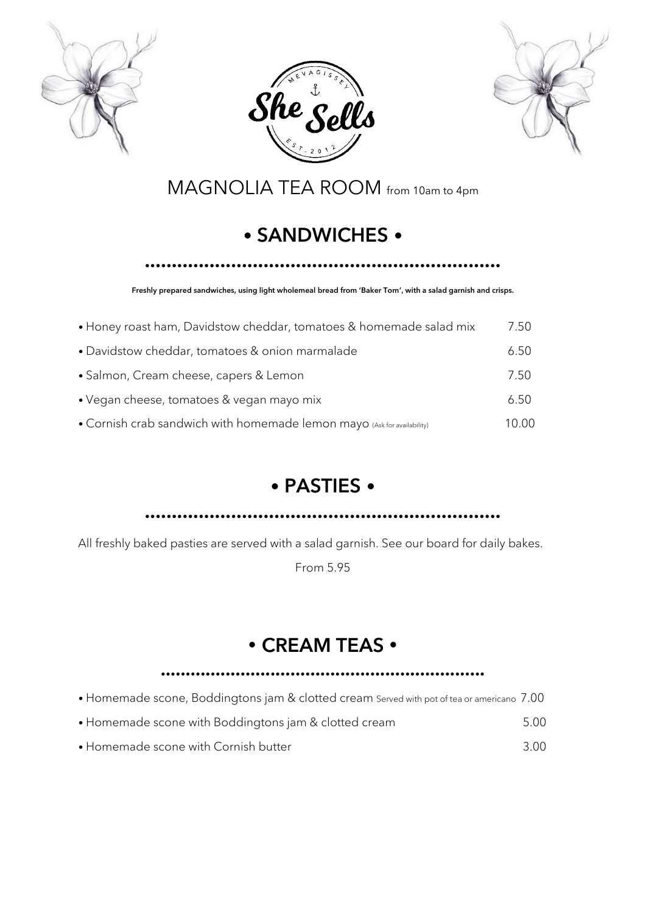She Sells
MEVAGISSEY
EST. 2012

# MAGNOLIA TEA ROOM from 10am to 4pm

## • SANDWICHES •

**Freshly prepared sandwiches, using light wholemeal bread from 'Baker Tom', with a salad garnish and crisps.**

| | |
|---|---|
| • Honey roast ham, Davidstow cheddar, tomatoes & homemade salad mix | 7.50 |
| • Davidstow cheddar, tomatoes & onion marmalade | 6.50 |
| • Salmon, Cream cheese, capers & Lemon | 7.50 |
| • Vegan cheese, tomatoes & vegan mayo mix | 6.50 |
| • Cornish crab sandwich with homemade lemon mayo (Ask for availability) | 10.00 |

## • PASTIES •

All freshly baked pasties are served with a salad garnish. See our board for daily bakes.

From 5.95

## • CREAM TEAS •

| | |
|---|---|
| • Homemade scone, Boddingtons jam & clotted cream Served with pot of tea or americano | 7.00 |
| • Homemade scone with Boddingtons jam & clotted cream | 5.00 |
| • Homemade scone with Cornish butter | 3.00 |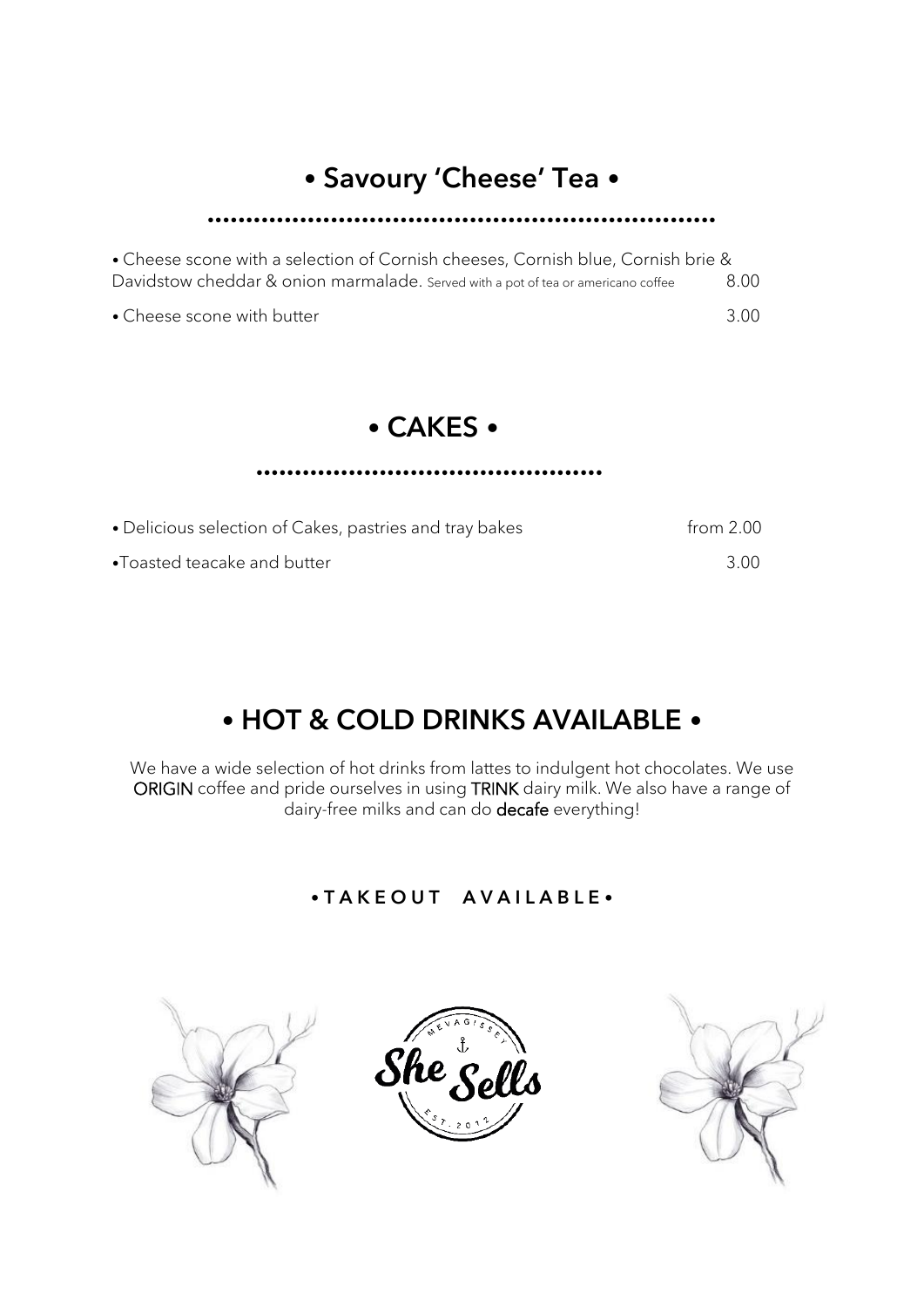## • Savoury 'Cheese' Tea •

• Cheese scone with a selection of Cornish cheeses, Cornish blue, Cornish brie & Davidstow cheddar & onion marmalade. Served with a pot of tea or americano coffee 8.00

• Cheese scone with butter 3.00

## • CAKES •

• Delicious selection of Cakes, pastries and tray bakes from 2.00

•Toasted teacake and butter 3.00

## • HOT & COLD DRINKS AVAILABLE •

We have a wide selection of hot drinks from lattes to indulgent hot chocolates. We use ORIGIN coffee and pride ourselves in using TRINK dairy milk. We also have a range of dairy-free milks and can do decafe everything!

• TAKEOUT AVAILABLE •

Mevagissey She Sells Est. 2012